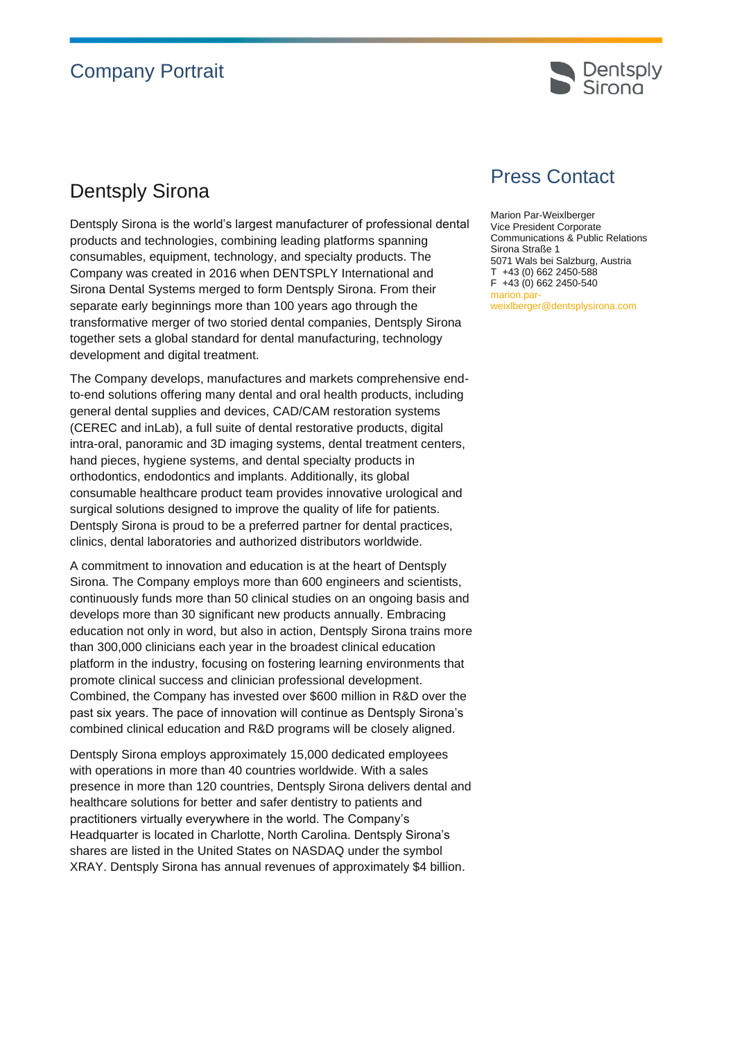# Company Portrait

## Dentsply Sirona

Dentsply Sirona is the world's largest manufacturer of professional dental products and technologies, combining leading platforms spanning consumables, equipment, technology, and specialty products. The Company was created in 2016 when DENTSPLY International and Sirona Dental Systems merged to form Dentsply Sirona. From their separate early beginnings more than 100 years ago through the transformative merger of two storied dental companies, Dentsply Sirona together sets a global standard for dental manufacturing, technology development and digital treatment.

The Company develops, manufactures and markets comprehensive end-to-end solutions offering many dental and oral health products, including general dental supplies and devices, CAD/CAM restoration systems (CEREC and inLab), a full suite of dental restorative products, digital intra-oral, panoramic and 3D imaging systems, dental treatment centers, hand pieces, hygiene systems, and dental specialty products in orthodontics, endodontics and implants. Additionally, its global consumable healthcare product team provides innovative urological and surgical solutions designed to improve the quality of life for patients. Dentsply Sirona is proud to be a preferred partner for dental practices, clinics, dental laboratories and authorized distributors worldwide.

A commitment to innovation and education is at the heart of Dentsply Sirona. The Company employs more than 600 engineers and scientists, continuously funds more than 50 clinical studies on an ongoing basis and develops more than 30 significant new products annually. Embracing education not only in word, but also in action, Dentsply Sirona trains more than 300,000 clinicians each year in the broadest clinical education platform in the industry, focusing on fostering learning environments that promote clinical success and clinician professional development. Combined, the Company has invested over $600 million in R&D over the past six years. The pace of innovation will continue as Dentsply Sirona's combined clinical education and R&D programs will be closely aligned.

Dentsply Sirona employs approximately 15,000 dedicated employees with operations in more than 40 countries worldwide. With a sales presence in more than 120 countries, Dentsply Sirona delivers dental and healthcare solutions for better and safer dentistry to patients and practitioners virtually everywhere in the world. The Company's Headquarter is located in Charlotte, North Carolina. Dentsply Sirona's shares are listed in the United States on NASDAQ under the symbol XRAY. Dentsply Sirona has annual revenues of approximately $4 billion.

## Press Contact

Marion Par-Weixlberger
Vice President Corporate Communications & Public Relations
Sirona Straße 1
5071 Wals bei Salzburg, Austria
T +43 (0) 662 2450-588
F +43 (0) 662 2450-540
marion.par-weixlberger@dentsplysirona.com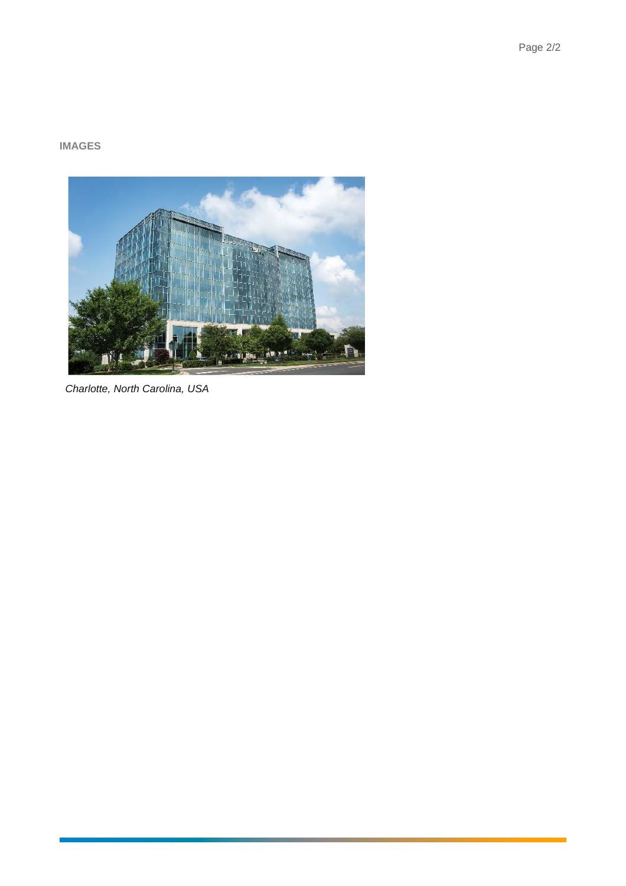**IMAGES**

*Charlotte, North Carolina, USA*